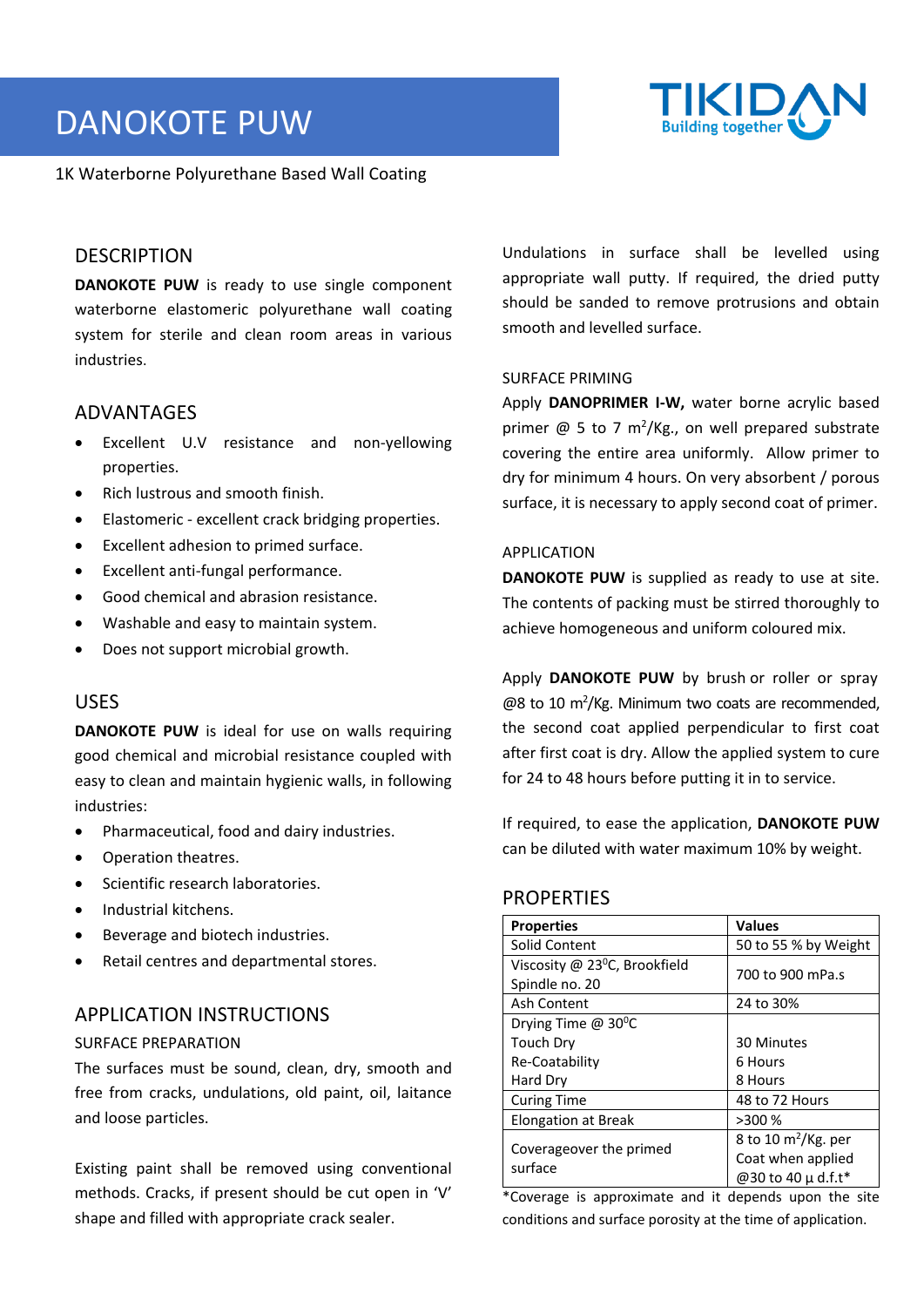# DANOKOTE PUW

1K Waterborne Polyurethane Based Wall Coating

## DESCRIPTION

**DANOKOTE PUW** is ready to use single component waterborne elastomeric polyurethane wall coating system for sterile and clean room areas in various industries.

## ADVANTAGES

- Excellent U.V resistance and non-yellowing properties.
- Rich lustrous and smooth finish.
- Elastomeric - excellent crack bridging properties.
- Excellent adhesion to primed surface.
- Excellent anti-fungal performance.
- Good chemical and abrasion resistance.
- Washable and easy to maintain system.
- Does not support microbial growth.

## USES

**DANOKOTE PUW** is ideal for use on walls requiring good chemical and microbial resistance coupled with easy to clean and maintain hygienic walls, in following industries:

- Pharmaceutical, food and dairy industries.
- Operation theatres.
- Scientific research laboratories.
- Industrial kitchens.
- Beverage and biotech industries.
- Retail centres and departmental stores.

## APPLICATION INSTRUCTIONS

### SURFACE PREPARATION

The surfaces must be sound, clean, dry, smooth and free from cracks, undulations, old paint, oil, laitance and loose particles.

Existing paint shall be removed using conventional methods. Cracks, if present should be cut open in 'V' shape and filled with appropriate crack sealer.

Undulations in surface shall be levelled using appropriate wall putty. If required, the dried putty should be sanded to remove protrusions and obtain smooth and levelled surface.

### SURFACE PRIMING

Apply **DANOPRIMER I-W,** water borne acrylic based primer @ 5 to 7 $m^2$/Kg., on well prepared substrate covering the entire area uniformly. Allow primer to dry for minimum 4 hours. On very absorbent / porous surface, it is necessary to apply second coat of primer.

### APPLICATION

**DANOKOTE PUW** is supplied as ready to use at site. The contents of packing must be stirred thoroughly to achieve homogeneous and uniform coloured mix.

Apply **DANOKOTE PUW** by brush or roller or spray @8 to 10 $m^2$/Kg. Minimum two coats are recommended, the second coat applied perpendicular to first coat after first coat is dry. Allow the applied system to cure for 24 to 48 hours before putting it in to service.

If required, to ease the application, **DANOKOTE PUW** can be diluted with water maximum 10% by weight.

## PROPERTIES

| Properties | Values |
|---|---|
| Solid Content | 50 to 55 % by Weight |
| Viscosity @ 23$^0$C, Brookfield Spindle no. 20 | 700 to 900 mPa.s |
| Ash Content | 24 to 30% |
| Drying Time @ 30$^0$C<br>Touch Dry<br>Re-Coatability<br>Hard Dry | <br>30 Minutes<br>6 Hours<br>8 Hours |
| Curing Time | 48 to 72 Hours |
| Elongation at Break | >300 % |
| Coverageover the primed surface | 8 to 10 $m^2$/Kg. per Coat when applied @30 to 40 µ d.f.t* |

*Coverage is approximate and it depends upon the site conditions and surface porosity at the time of application.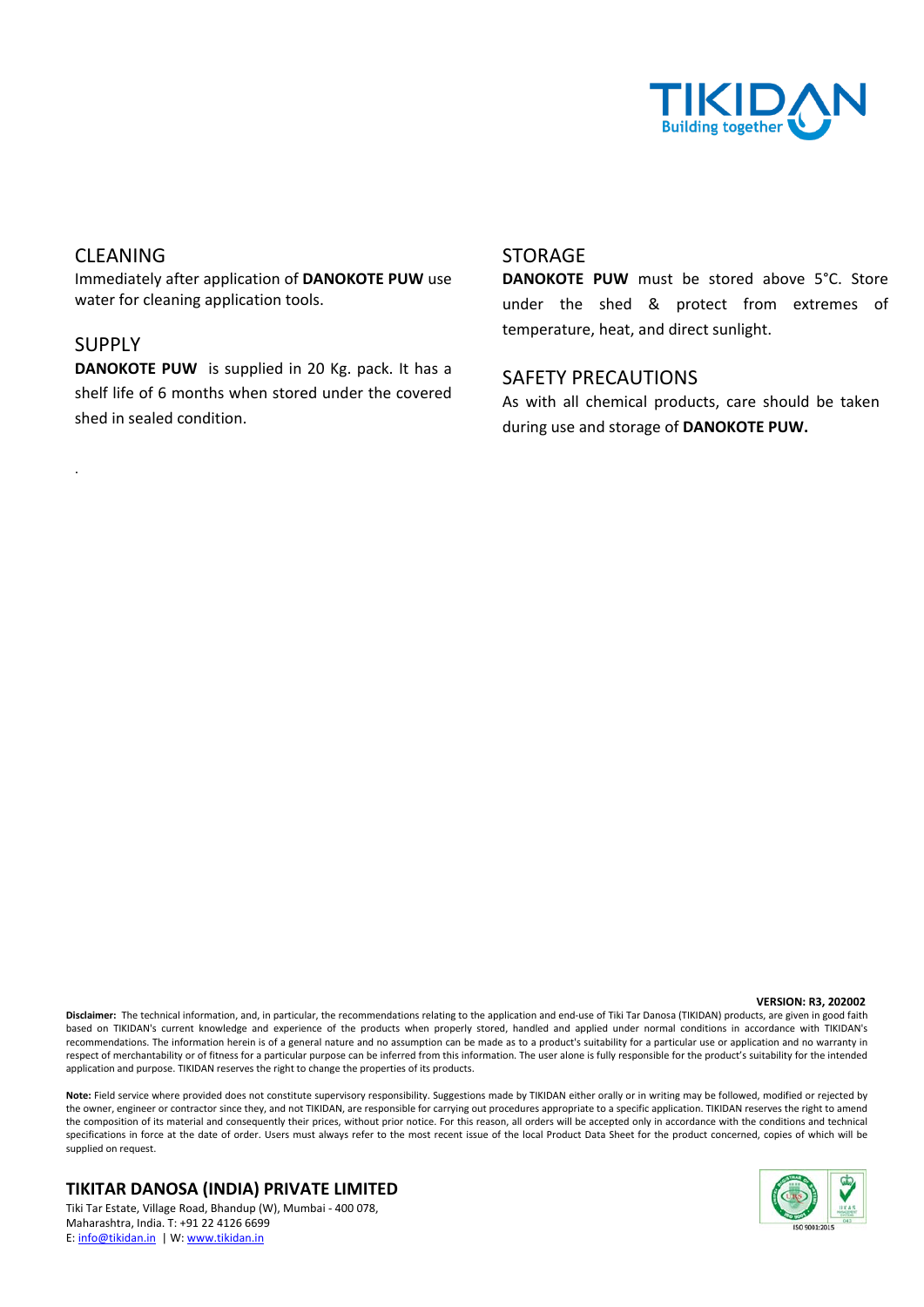## CLEANING

Immediately after application of **DANOKOTE PUW** use water for cleaning application tools.

## SUPPLY

**DANOKOTE PUW** is supplied in 20 Kg. pack. It has a shelf life of 6 months when stored under the covered shed in sealed condition.

.

## STORAGE

**DANOKOTE PUW** must be stored above 5°C. Store under the shed & protect from extremes of temperature, heat, and direct sunlight.

## SAFETY PRECAUTIONS

As with all chemical products, care should be taken during use and storage of **DANOKOTE PUW.**

**VERSION: R3, 202002**

**Disclaimer:** The technical information, and, in particular, the recommendations relating to the application and end-use of Tiki Tar Danosa (TIKIDAN) products, are given in good faith based on TIKIDAN's current knowledge and experience of the products when properly stored, handled and applied under normal conditions in accordance with TIKIDAN's recommendations. The information herein is of a general nature and no assumption can be made as to a product's suitability for a particular use or application and no warranty in respect of merchantability or of fitness for a particular purpose can be inferred from this information. The user alone is fully responsible for the product's suitability for the intended application and purpose. TIKIDAN reserves the right to change the properties of its products.

**Note:** Field service where provided does not constitute supervisory responsibility. Suggestions made by TIKIDAN either orally or in writing may be followed, modified or rejected by the owner, engineer or contractor since they, and not TIKIDAN, are responsible for carrying out procedures appropriate to a specific application. TIKIDAN reserves the right to amend the composition of its material and consequently their prices, without prior notice. For this reason, all orders will be accepted only in accordance with the conditions and technical specifications in force at the date of order. Users must always refer to the most recent issue of the local Product Data Sheet for the product concerned, copies of which will be supplied on request.

**TIKITAR DANOSA (INDIA) PRIVATE LIMITED**

Tiki Tar Estate, Village Road, Bhandup (W), Mumbai - 400 078,
Maharashtra, India. T: +91 22 4126 6699
E: info@tikidan.in | W: www.tikidan.in

ISO 9001:2015